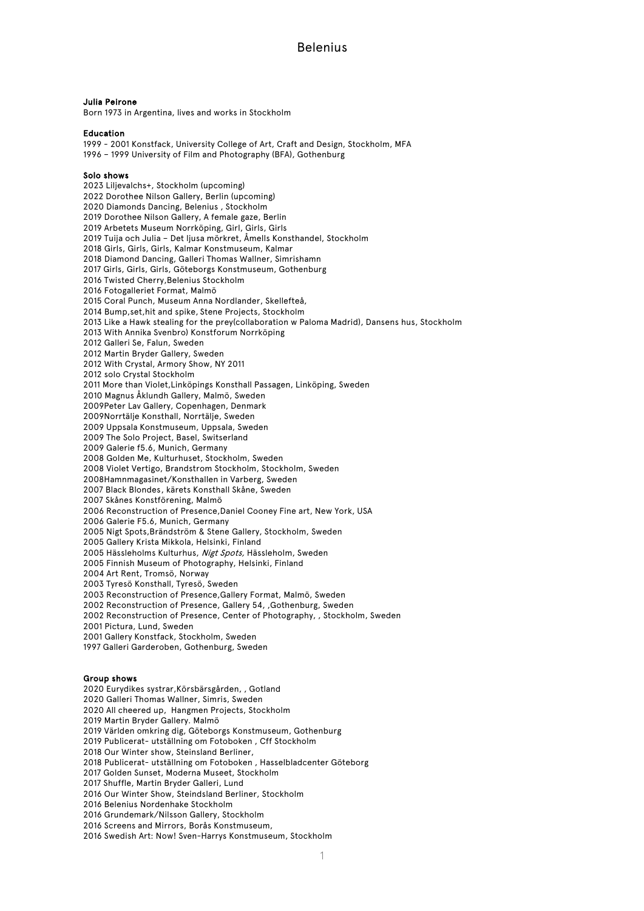**Julia Peirone**
Born 1973 in Argentina, lives and works in Stockholm

**Education**
1999 – 2001 Konstfack, University College of Art, Craft and Design, Stockholm, MFA
1996 – 1999 University of Film and Photography (BFA), Gothenburg

**Solo shows**
2023 Liljevalchs+, Stockholm (upcoming)
2022 Dorothee Nilson Gallery, Berlin (upcoming)
2020 Diamonds Dancing, Belenius , Stockholm
2019 Dorothee Nilson Gallery, A female gaze, Berlin
2019 Arbetets Museum Norrköping, Girl, Girls, Girls
2019 Tuija och Julia – Det ljusa mörkret, Åmells Konsthandel, Stockholm
2018 Girls, Girls, Girls, Kalmar Konstmuseum, Kalmar
2018 Diamond Dancing, Galleri Thomas Wallner, Simrishamn
2017 Girls, Girls, Girls, Göteborgs Konstmuseum, Gothenburg
2016 Twisted Cherry,Belenius Stockholm
2016 Fotogalleriet Format, Malmö
2015 Coral Punch, Museum Anna Nordlander, Skellefteå,
2014 Bump,set,hit and spike, Stene Projects, Stockholm
2013 Like a Hawk stealing for the prey(collaboration w Paloma Madrid), Dansens hus, Stockholm
2013 With Annika Svenbro) Konstforum Norrköping
2012 Galleri Se, Falun, Sweden
2012 Martin Bryder Gallery, Sweden
2012 With Crystal, Armory Show, NY 2011
2012 solo Crystal Stockholm
2011 More than Violet,Linköpings Konsthall Passagen, Linköping, Sweden
2010 Magnus Åklundh Gallery, Malmö, Sweden
2009Peter Lav Gallery, Copenhagen, Denmark
2009Norrtälje Konsthall, Norrtälje, Sweden
2009 Uppsala Konstmuseum, Uppsala, Sweden
2009 The Solo Project, Basel, Switserland
2009 Galerie f5.6, Munich, Germany
2008 Golden Me, Kulturhuset, Stockholm, Sweden
2008 Violet Vertigo, Brandstrom Stockholm, Stockholm, Sweden
2008Hamnmagasinet/Konsthallen in Varberg, Sweden
2007 Black Blondes, kärets Konsthall Skåne, Sweden
2007 Skånes Konstförening, Malmö
2006 Reconstruction of Presence,Daniel Cooney Fine art, New York, USA
2006 Galerie F5.6, Munich, Germany
2005 Nigt Spots,Brändström & Stene Gallery, Stockholm, Sweden
2005 Gallery Krista Mikkola, Helsinki, Finland
2005 Hässleholms Kulturhus, *Nigt Spots,* Hässleholm, Sweden
2005 Finnish Museum of Photography, Helsinki, Finland
2004 Art Rent, Tromsö, Norway
2003 Tyresö Konsthall, Tyresö, Sweden
2003 Reconstruction of Presence,Gallery Format, Malmö, Sweden
2002 Reconstruction of Presence, Gallery 54, ,Gothenburg, Sweden
2002 Reconstruction of Presence, Center of Photography, , Stockholm, Sweden
2001 Pictura, Lund, Sweden
2001 Gallery Konstfack, Stockholm, Sweden
1997 Galleri Garderoben, Gothenburg, Sweden

**Group shows**
2020 Eurydikes systrar,Körsbärsgården, , Gotland
2020 Galleri Thomas Wallner, Simris, Sweden
2020 All cheered up, Hangmen Projects, Stockholm
2019 Martin Bryder Gallery. Malmö
2019 Världen omkring dig, Göteborgs Konstmuseum, Gothenburg
2019 Publicerat- utställning om Fotoboken , Cff Stockholm
2018 Our Winter show, Steinsland Berliner,
2018 Publicerat- utställning om Fotoboken , Hasselbladcenter Göteborg
2017 Golden Sunset, Moderna Museet, Stockholm
2017 Shuffle, Martin Bryder Galleri, Lund
2016 Our Winter Show, Steindsland Berliner, Stockholm
2016 Belenius Nordenhake Stockholm
2016 Grundemark/Nilsson Gallery, Stockholm
2016 Screens and Mirrors, Borås Konstmuseum,
2016 Swedish Art: Now! Sven-Harrys Konstmuseum, Stockholm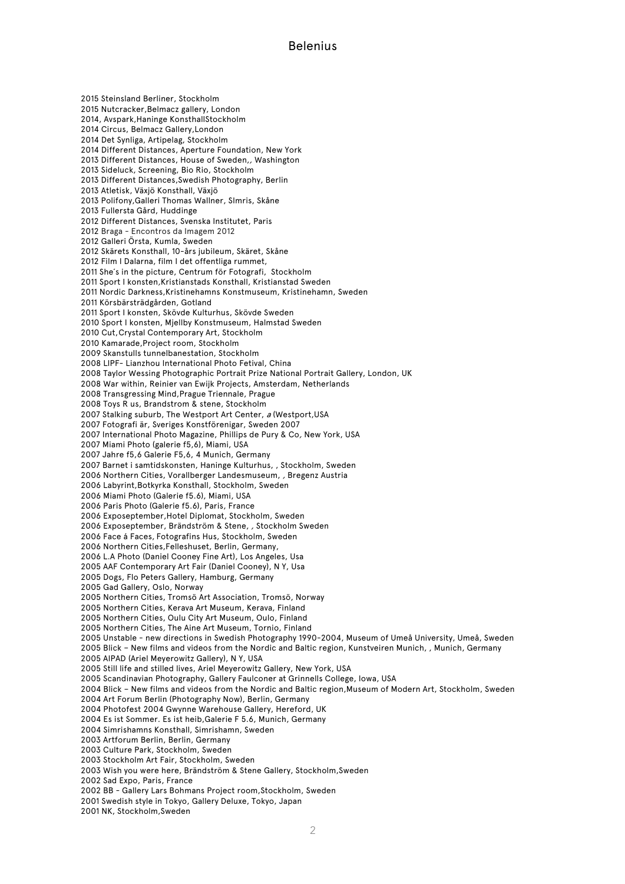2015 Steinsland Berliner, Stockholm
2015 Nutcracker,Belmacz gallery, London
2014, Avspark,Haninge KonsthallStockholm
2014 Circus, Belmacz Gallery,London
2014 Det Synliga, Artipelag, Stockholm
2014 Different Distances, Aperture Foundation, New York
2013 Different Distances, House of Sweden,, Washington
2013 Sideluck, Screening, Bio Rio, Stockholm
2013 Different Distances,Swedish Photography, Berlin
2013 Atletisk, Växjö Konsthall, Växjö
2013 Polifony,Galleri Thomas Wallner, SImris, Skåne
2013 Fullersta Gård, Huddinge
2012 Different Distances, Svenska Institutet, Paris
2012 Braga - Encontros da Imagem 2012
2012 Galleri Örsta, Kumla, Sweden
2012 Skärets Konsthall, 10-års jubileum, Skäret, Skåne
2012 Film I Dalarna, film I det offentliga rummet,
2011 She´s in the picture, Centrum för Fotografi, Stockholm
2011 Sport I konsten,Kristianstads Konsthall, Kristianstad Sweden
2011 Nordic Darkness,Kristinehamns Konstmuseum, Kristinehamn, Sweden
2011 Körsbärsträdgården, Gotland
2011 Sport I konsten, Skövde Kulturhus, Skövde Sweden
2010 Sport I konsten, Mjellby Konstmuseum, Halmstad Sweden
2010 Cut,Crystal Contemporary Art, Stockholm
2010 Kamarade,Project room, Stockholm
2009 Skanstulls tunnelbanestation, Stockholm
2008 LIPF- Lianzhou International Photo Fetival, China
2008 Taylor Wessing Photographic Portrait Prize National Portrait Gallery, London, UK
2008 War within, Reinier van Ewijk Projects, Amsterdam, Netherlands
2008 Transgressing Mind,Prague Triennale, Prague
2008 Toys R us, Brandstrom & stene, Stockholm
2007 Stalking suburb, The Westport Art Center, *a* (Westport,USA
2007 Fotografi är, Sveriges Konstföreningar, Sweden 2007
2007 International Photo Magazine, Phillips de Pury & Co*,* New York, USA
2007 Miami Photo (galerie f5,6), Miami, USA
2007 Jahre f5,6 Galerie F5,6, 4 Munich, Germany
2007 Barnet i samtidskonsten, Haninge Kulturhus, , Stockholm, Sweden
2006 Northern Cities, Vorallberger Landesmuseum, , Bregenz Austria
2006 Labyrint,Botkyrka Konsthall, Stockholm, Sweden
2006 Miami Photo (Galerie f5.6), Miami, USA
2006 Paris Photo (Galerie f5.6), Paris, France
2006 Exposeptember,Hotel Diplomat, Stockholm, Sweden
2006 Exposeptember, Brändström & Stene, , Stockholm Sweden
2006 Face á Faces, Fotografins Hus, Stockholm, Sweden
2006 Northern Cities,Felleshuset, Berlin, Germany,
2006 L.A Photo (Daniel Cooney Fine Art), Los Angeles, Usa
2005 AAF Contemporary Art Fair (Daniel Cooney), N Y, Usa
2005 Dogs, Flo Peters Gallery, Hamburg, Germany
2005 Gad Gallery, Oslo, Norway
2005 Northern Cities, Tromsö Art Association, Tromsö, Norway
2005 Northern Cities, Kerava Art Museum, Kerava, Finland
2005 Northern Cities, Oulu City Art Museum, Oulo, Finland
2005 Northern Cities, The Aine Art Museum, Tornio, Finland
2005 Unstable - new directions in Swedish Photography 1990-2004, Museum of Umeå University, Umeå, Sweden
2005 Blick – New films and videos from the Nordic and Baltic region, Kunstveiren Munich, , Munich, Germany
2005 AIPAD (Ariel Meyerowitz Gallery), N Y, USA
2005 Still life and stilled lives, Ariel Meyerowitz Gallery, New York, USA
2005 Scandinavian Photography, Gallery Faulconer at Grinnells College, Iowa, USA
2004 Blick – New films and videos from the Nordic and Baltic region,Museum of Modern Art, Stockholm, Sweden
2004 Art Forum Berlin (Photography Now), Berlin, Germany
2004 Photofest 2004 Gwynne Warehouse Gallery, Hereford, UK
2004 Es ist Sommer. Es ist heib,Galerie F 5.6, Munich, Germany
2004 Simrishamns Konsthall, Simrishamn, Sweden
2003 Artforum Berlin, Berlin, Germany
2003 Culture Park, Stockholm, Sweden
2003 Stockholm Art Fair, Stockholm, Sweden
2003 Wish you were here, Brändström & Stene Gallery, Stockholm,Sweden
2002 Sad Expo, Paris, France
2002 BB - Gallery Lars Bohmans Project room,Stockholm, Sweden
2001 Swedish style in Tokyo, Gallery Deluxe, Tokyo, Japan
2001 NK, Stockholm,Sweden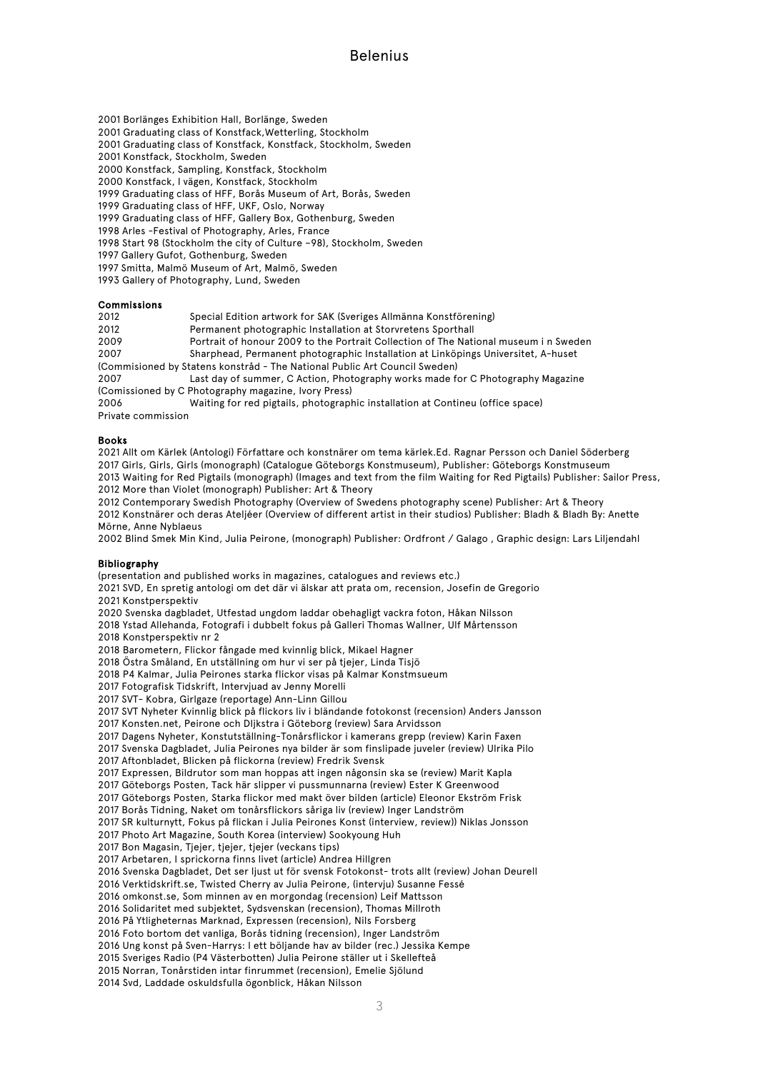2001 Borlänges Exhibition Hall, Borlänge, Sweden
2001 Graduating class of Konstfack,Wetterling, Stockholm
2001 Graduating class of Konstfack, Konstfack, Stockholm, Sweden
2001 Konstfack, Stockholm, Sweden
2000 Konstfack, Sampling, Konstfack, Stockholm
2000 Konstfack, I vägen, Konstfack, Stockholm
1999 Graduating class of HFF, Borås Museum of Art, Borås, Sweden
1999 Graduating class of HFF, UKF, Oslo, Norway
1999 Graduating class of HFF, Gallery Box, Gothenburg, Sweden
1998 Arles -Festival of Photography, Arles, France
1998 Start 98 (Stockholm the city of Culture –98), Stockholm, Sweden
1997 Gallery Gufot, Gothenburg, Sweden
1997 Smitta, Malmö Museum of Art, Malmö, Sweden
1993 Gallery of Photography, Lund, Sweden

**Commissions**

2012 Special Edition artwork for SAK (Sveriges Allmänna Konstförening)
2012 Permanent photographic Installation at Storvretens Sporthall
2009 Portrait of honour 2009 to the Portrait Collection of The National museum i n Sweden
2007 Sharphead, Permanent photographic Installation at Linköpings Universitet, A-huset
(Commisioned by Statens konstråd - The National Public Art Council Sweden)
2007 Last day of summer, C Action, Photography works made for C Photography Magazine
(Comissioned by C Photography magazine, Ivory Press)
2006 Waiting for red pigtails, photographic installation at Contineu (office space)
Private commission

**Books**

2021 Allt om Kärlek (Antologi) Författare och konstnärer om tema kärlek.Ed. Ragnar Persson och Daniel Söderberg
2017 Girls, Girls, Girls (monograph) (Catalogue Göteborgs Konstmuseum), Publisher: Göteborgs Konstmuseum
2013 Waiting for Red Pigtails (monograph) (Images and text from the film Waiting for Red Pigtails) Publisher: Sailor Press,
2012 More than Violet (monograph) Publisher: Art & Theory
2012 Contemporary Swedish Photography (Overview of Swedens photography scene) Publisher: Art & Theory
2012 Konstnärer och deras Ateljéer (Overview of different artist in their studios) Publisher: Bladh & Bladh By: Anette Mörne, Anne Nyblaeus
2002 Blind Smek Min Kind, Julia Peirone, (monograph) Publisher: Ordfront / Galago , Graphic design: Lars Liljendahl

**Bibliography**

(presentation and published works in magazines, catalogues and reviews etc.)
2021 SVD, En spretig antologi om det där vi älskar att prata om, recension, Josefin de Gregorio
2021 Konstperspektiv
2020 Svenska dagbladet, Utfestad ungdom laddar obehagligt vackra foton, Håkan Nilsson
2018 Ystad Allehanda, Fotografi i dubbelt fokus på Galleri Thomas Wallner, Ulf Mårtensson
2018 Konstperspektiv nr 2
2018 Barometern, Flickor fångade med kvinnlig blick, Mikael Hagner
2018 Östra Småland, En utställning om hur vi ser på tjejer, Linda Tisjö
2018 P4 Kalmar, Julia Peirones starka flickor visas på Kalmar Konstmsueum
2017 Fotografisk Tidskrift, Intervjuad av Jenny Morelli
2017 SVT- Kobra, Girlgaze (reportage) Ann-Linn Gillou
2017 SVT Nyheter Kvinnlig blick på flickors liv i bländande fotokonst (recension) Anders Jansson
2017 Konsten.net, Peirone och Dljkstra i Göteborg (review) Sara Arvidsson
2017 Dagens Nyheter, Konstutställning-Tonårsflickor i kamerans grepp (review) Karin Faxen
2017 Svenska Dagbladet, Julia Peirones nya bilder är som finslipade juveler (review) Ulrika Pilo
2017 Aftonbladet, Blicken på flickorna (review) Fredrik Svensk
2017 Expressen, Bildrutor som man hoppas att ingen någonsin ska se (review) Marit Kapla
2017 Göteborgs Posten, Tack här slipper vi pussmunnarna (review) Ester K Greenwood
2017 Göteborgs Posten, Starka flickor med makt över bilden (article) Eleonor Ekström Frisk
2017 Borås Tidning, Naket om tonårsflickors såriga liv (review) Inger Landström
2017 SR kulturnytt, Fokus på flickan i Julia Peirones Konst (interview, review)) Niklas Jonsson
2017 Photo Art Magazine, South Korea (interview) Sookyoung Huh
2017 Bon Magasin, Tjejer, tjejer, tjejer (veckans tips)
2017 Arbetaren, I sprickorna finns livet (article) Andrea Hillgren
2016 Svenska Dagbladet, Det ser ljust ut för svensk Fotokonst- trots allt (review) Johan Deurell
2016 Verktidskrift.se, Twisted Cherry av Julia Peirone, (intervju) Susanne Fessé
2016 omkonst.se, Som minnen av en morgondag (recension) Leif Mattsson
2016 Solidaritet med subjektet, Sydsvenskan (recension), Thomas Millroth
2016 På Ytligheternas Marknad, Expressen (recension), Nils Forsberg
2016 Foto bortom det vanliga, Borås tidning (recension), Inger Landström
2016 Ung konst på Sven-Harrys: I ett böljande hav av bilder (rec.) Jessika Kempe
2015 Sveriges Radio (P4 Västerbotten) Julia Peirone ställer ut i Skellefteå
2015 Norran, Tonårstiden intar finrummet (recension), Emelie Sjölund
2014 Svd, Laddade oskuldsfulla ögonblick, Håkan Nilsson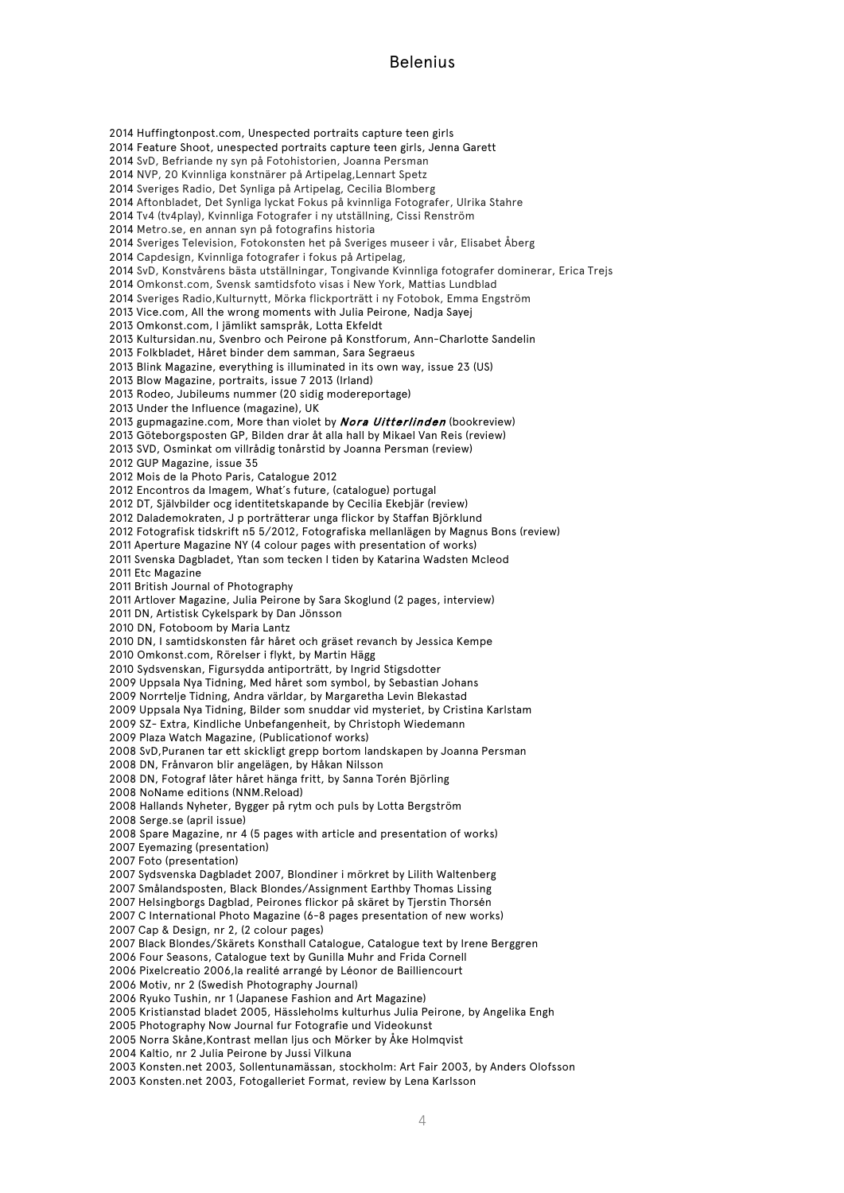2014 Huffingtonpost.com, Unespected portraits capture teen girls
2014 Feature Shoot, unespected portraits capture teen girls, Jenna Garett
2014 SvD, Befriande ny syn på Fotohistorien, Joanna Persman
2014 NVP, 20 Kvinnliga konstnärer på Artipelag,Lennart Spetz
2014 Sveriges Radio, Det Synliga på Artipelag, Cecilia Blomberg
2014 Aftonbladet, Det Synliga lyckat Fokus på kvinnliga Fotografer, Ulrika Stahre
2014 Tv4 (tv4play), Kvinnliga Fotografer i ny utställning, Cissi Renström
2014 Metro.se, en annan syn på fotografins historia
2014 Sveriges Television, Fotokonsten het på Sveriges museer i vår, Elisabet Åberg
2014 Capdesign, Kvinnliga fotografer i fokus på Artipelag,
2014 SvD, Konstvårens bästa utställningar, Tongivande Kvinnliga fotografer dominerar, Erica Trejs
2014 Omkonst.com, Svensk samtidsfoto visas i New York, Mattias Lundblad
2014 Sveriges Radio,Kulturnytt, Mörka flickporträtt i ny Fotobok, Emma Engström
2013 Vice.com, All the wrong moments with Julia Peirone, Nadja Sayej
2013 Omkonst.com, I jämlikt samspråk, Lotta Ekfeldt
2013 Kultursidan.nu, Svenbro och Peirone på Konstforum, Ann-Charlotte Sandelin
2013 Folkbladet, Håret binder dem samman, Sara Segraeus
2013 Blink Magazine, everything is illuminated in its own way, issue 23 (US)
2013 Blow Magazine, portraits, issue 7 2013 (Irland)
2013 Rodeo, Jubileums nummer (20 sidig modereportage)
2013 Under the Influence (magazine), UK
2013 gupmagazine.com, More than violet by ***Nora Uitterlinden*** (bookreview)
2013 Göteborgsposten GP, Bilden drar åt alla hall by Mikael Van Reis (review)
2013 SVD, Osminkat om villrådig tonårstid by Joanna Persman (review)
2012 GUP Magazine, issue 35
2012 Mois de la Photo Paris, Catalogue 2012
2012 Encontros da Imagem, What´s future, (catalogue) portugal
2012 DT, Självbilder ocg identitetskapande by Cecilia Ekebjär (review)
2012 Dalademokraten, J p porträtterar unga flickor by Staffan Björklund
2012 Fotografisk tidskrift n5 5/2012, Fotografiska mellanlägen by Magnus Bons (review)
2011 Aperture Magazine NY (4 colour pages with presentation of works)
2011 Svenska Dagbladet, Ytan som tecken I tiden by Katarina Wadsten Mcleod
2011 Etc Magazine
2011 British Journal of Photography
2011 Artlover Magazine, Julia Peirone by Sara Skoglund (2 pages, interview)
2011 DN, Artistisk Cykelspark by Dan Jönsson
2010 DN, Fotoboom by Maria Lantz
2010 DN, I samtidskonsten får håret och gräset revanch by Jessica Kempe
2010 Omkonst.com, Rörelser i flykt, by Martin Hägg
2010 Sydsvenskan, Figursydda antiporträtt, by Ingrid Stigsdotter
2009 Uppsala Nya Tidning, Med håret som symbol, by Sebastian Johans
2009 Norrtelje Tidning, Andra världar, by Margaretha Levin Blekastad
2009 Uppsala Nya Tidning, Bilder som snuddar vid mysteriet, by Cristina Karlstam
2009 SZ- Extra, Kindliche Unbefangenheit, by Christoph Wiedemann
2009 Plaza Watch Magazine, (Publicationof works)
2008 SvD,Puranen tar ett skickligt grepp bortom landskapen by Joanna Persman
2008 DN, Frånvaron blir angelägen, by Håkan Nilsson
2008 DN, Fotograf låter håret hänga fritt, by Sanna Torén Björling
2008 NoName editions (NNM.Reload)
2008 Hallands Nyheter, Bygger på rytm och puls by Lotta Bergström
2008 Serge.se (april issue)
2008 Spare Magazine, nr 4 (5 pages with article and presentation of works)
2007 Eyemazing (presentation)
2007 Foto (presentation)
2007 Sydsvenska Dagbladet 2007, Blondiner i mörkret by Lilith Waltenberg
2007 Smålandsposten, Black Blondes/Assignment Earthby Thomas Lissing
2007 Helsingborgs Dagblad, Peirones flickor på skäret by Tjerstin Thorsén
2007 C International Photo Magazine (6-8 pages presentation of new works)
2007 Cap & Design, nr 2, (2 colour pages)
2007 Black Blondes/Skärets Konsthall Catalogue, Catalogue text by Irene Berggren
2006 Four Seasons, Catalogue text by Gunilla Muhr and Frida Cornell
2006 Pixelcreatio 2006,la realité arrangé by Léonor de Bailliencourt
2006 Motiv, nr 2 (Swedish Photography Journal)
2006 Ryuko Tushin, nr 1 (Japanese Fashion and Art Magazine)
2005 Kristianstad bladet 2005, Hässleholms kulturhus Julia Peirone, by Angelika Engh
2005 Photography Now Journal fur Fotografie und Videokunst
2005 Norra Skåne,Kontrast mellan ljus och Mörker by Åke Holmqvist
2004 Kaltio, nr 2 Julia Peirone by Jussi Vilkuna
2003 Konsten.net 2003, Sollentunamässan, stockholm: Art Fair 2003, by Anders Olofsson
2003 Konsten.net 2003, Fotogalleriet Format, review by Lena Karlsson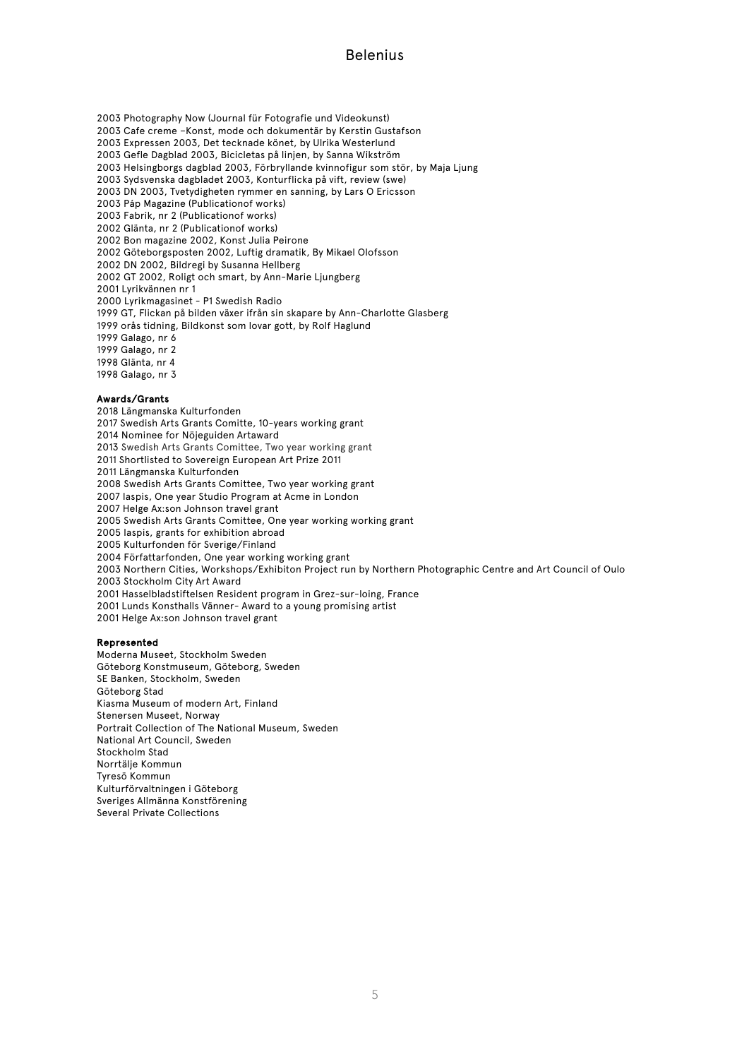2003 Photography Now (Journal für Fotografie und Videokunst)
2003 Cafe creme –Konst, mode och dokumentär by Kerstin Gustafson
2003 Expressen 2003, Det tecknade könet, by Ulrika Westerlund
2003 Gefle Dagblad 2003, Bicicletas på linjen, by Sanna Wikström
2003 Helsingborgs dagblad 2003, Förbryllande kvinnofigur som stör, by Maja Ljung
2003 Sydsvenska dagbladet 2003, Konturflicka på vift, review (swe)
2003 DN 2003, Tvetydigheten rymmer en sanning, by Lars O Ericsson
2003 Páp Magazine (Publicationof works)
2003 Fabrik, nr 2 (Publicationof works)
2002 Glänta, nr 2 (Publicationof works)
2002 Bon magazine 2002, Konst Julia Peirone
2002 Göteborgsposten 2002, Luftig dramatik, By Mikael Olofsson
2002 DN 2002, Bildregi by Susanna Hellberg
2002 GT 2002, Roligt och smart, by Ann-Marie Ljungberg
2001 Lyrikvännen nr 1
2000 Lyrikmagasinet - P1 Swedish Radio
1999 GT, Flickan på bilden växer ifrån sin skapare by Ann-Charlotte Glasberg
1999 orås tidning, Bildkonst som lovar gott, by Rolf Haglund
1999 Galago, nr 6
1999 Galago, nr 2
1998 Glänta, nr 4
1998 Galago, nr 3

**Awards/Grants**

2018 Längmanska Kulturfonden
2017 Swedish Arts Grants Comitte, 10-years working grant
2014 Nominee for Nöjeguiden Artaward
2013 Swedish Arts Grants Comittee, Two year working grant
2011 Shortlisted to Sovereign European Art Prize 2011
2011 Längmanska Kulturfonden
2008 Swedish Arts Grants Comittee, Two year working grant
2007 Iaspis, One year Studio Program at Acme in London
2007 Helge Ax:son Johnson travel grant
2005 Swedish Arts Grants Comittee, One year working working grant
2005 Iaspis, grants for exhibition abroad
2005 Kulturfonden för Sverige/Finland
2004 Författarfonden, One year working working grant
2003 Northern Cities, Workshops/Exhibiton Project run by Northern Photographic Centre and Art Council of Oulo
2003 Stockholm City Art Award
2001 Hasselbladstiftelsen Resident program in Grez-sur-loing, France
2001 Lunds Konsthalls Vänner- Award to a young promising artist
2001 Helge Ax:son Johnson travel grant

**Represented**

Moderna Museet, Stockholm Sweden
Göteborg Konstmuseum, Göteborg, Sweden
SE Banken, Stockholm, Sweden
Göteborg Stad
Kiasma Museum of modern Art, Finland
Stenersen Museet, Norway
Portrait Collection of The National Museum, Sweden
National Art Council, Sweden
Stockholm Stad
Norrtälje Kommun
Tyresö Kommun
Kulturförvaltningen i Göteborg
Sveriges Allmänna Konstförening
Several Private Collections